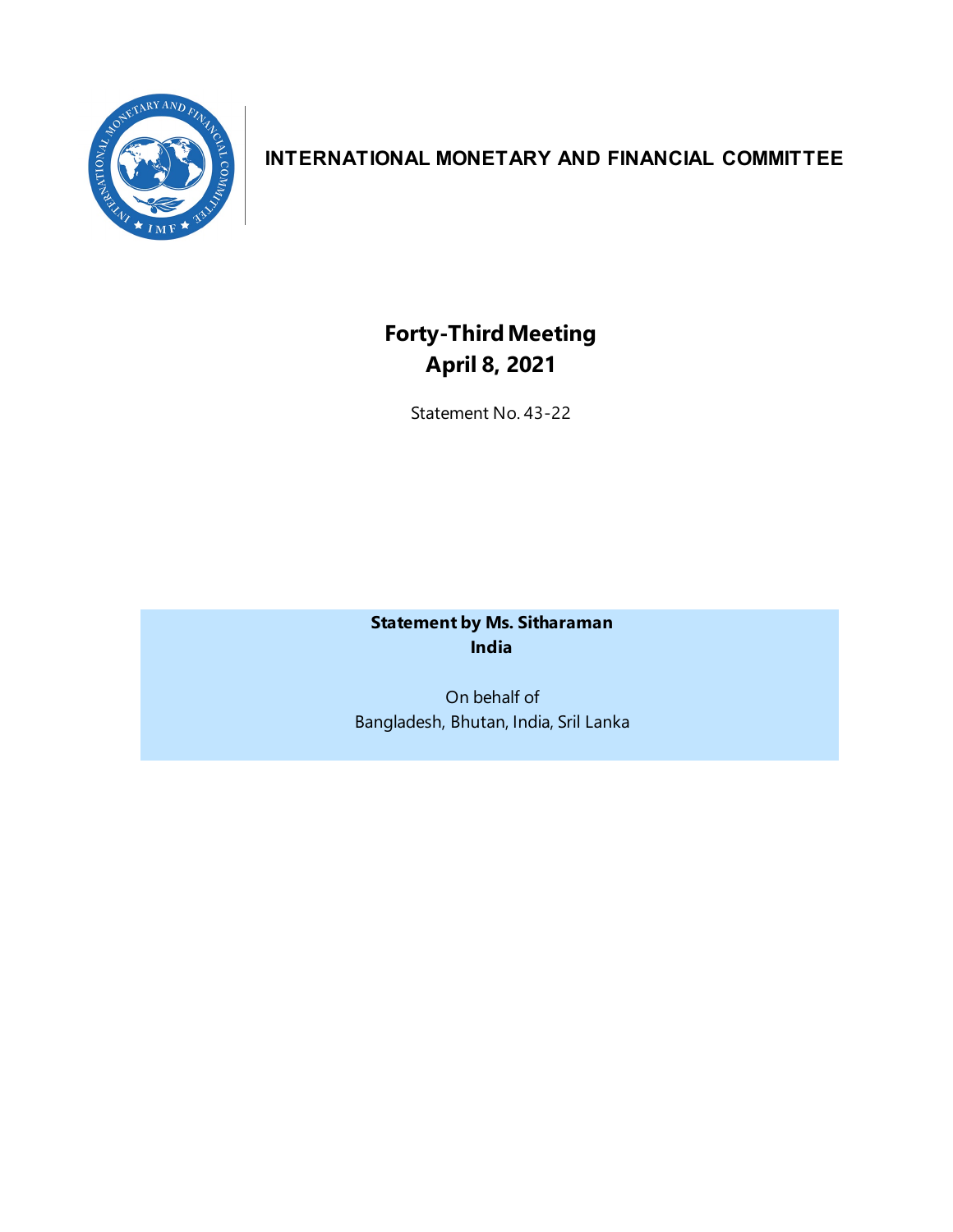# INTERNATIONAL MONETARY AND FINANCIAL COMMITTEE

## Forty-Third Meeting
## April 8, 2021

Statement No. 43-22

**Statement by Ms. Sitharaman**
**India**

On behalf of
Bangladesh, Bhutan, India, Sril Lanka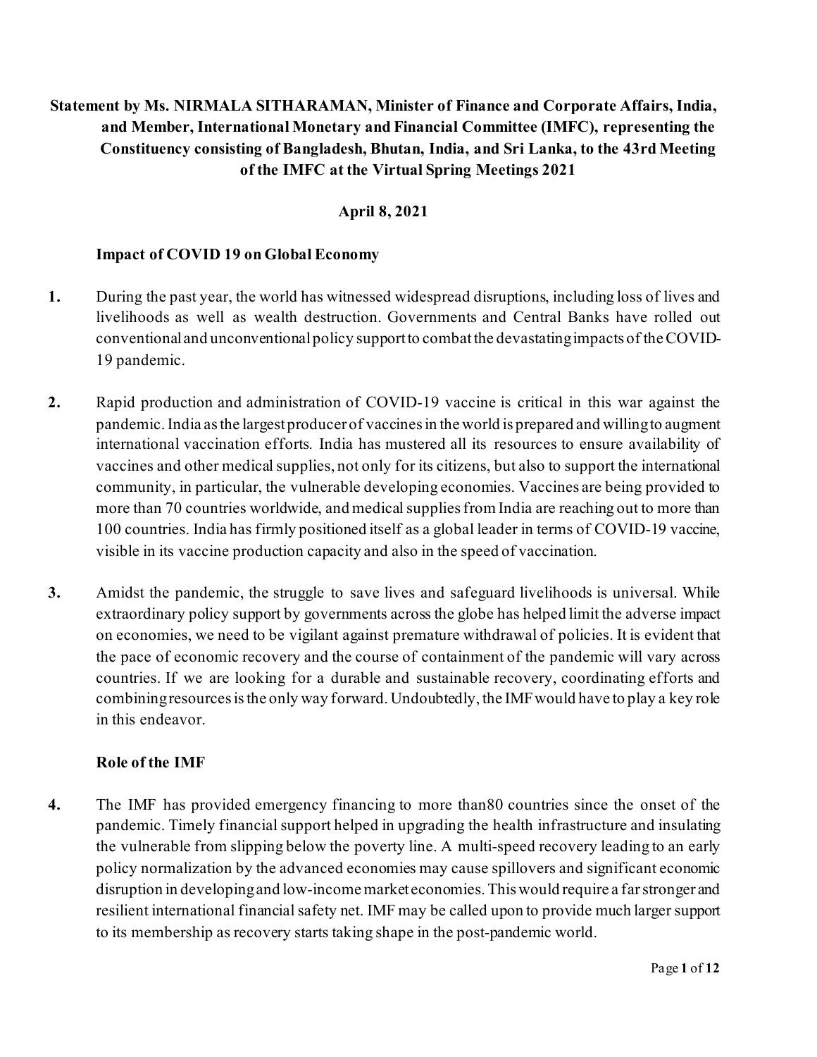**Statement by Ms. NIRMALA SITHARAMAN, Minister of Finance and Corporate Affairs, India, and Member, International Monetary and Financial Committee (IMFC), representing the Constituency consisting of Bangladesh, Bhutan, India, and Sri Lanka, to the 43rd Meeting of the IMFC at the Virtual Spring Meetings 2021**

**April 8, 2021**

## Impact of COVID 19 on Global Economy

**1.** During the past year, the world has witnessed widespread disruptions, including loss of lives and livelihoods as well as wealth destruction. Governments and Central Banks have rolled out conventional and unconventional policy support to combat the devastating impacts of the COVID-19 pandemic.

**2.** Rapid production and administration of COVID-19 vaccine is critical in this war against the pandemic. India as the largest producer of vaccines in the world is prepared and willing to augment international vaccination efforts. India has mustered all its resources to ensure availability of vaccines and other medical supplies, not only for its citizens, but also to support the international community, in particular, the vulnerable developing economies. Vaccines are being provided to more than 70 countries worldwide, and medical supplies from India are reaching out to more than 100 countries. India has firmly positioned itself as a global leader in terms of COVID-19 vaccine, visible in its vaccine production capacity and also in the speed of vaccination.

**3.** Amidst the pandemic, the struggle to save lives and safeguard livelihoods is universal. While extraordinary policy support by governments across the globe has helped limit the adverse impact on economies, we need to be vigilant against premature withdrawal of policies. It is evident that the pace of economic recovery and the course of containment of the pandemic will vary across countries. If we are looking for a durable and sustainable recovery, coordinating efforts and combining resources is the only way forward. Undoubtedly, the IMF would have to play a key role in this endeavor.

## Role of the IMF

**4.** The IMF has provided emergency financing to more than80 countries since the onset of the pandemic. Timely financial support helped in upgrading the health infrastructure and insulating the vulnerable from slipping below the poverty line. A multi-speed recovery leading to an early policy normalization by the advanced economies may cause spillovers and significant economic disruption in developing and low-income market economies. This would require a far stronger and resilient international financial safety net. IMF may be called upon to provide much larger support to its membership as recovery starts taking shape in the post-pandemic world.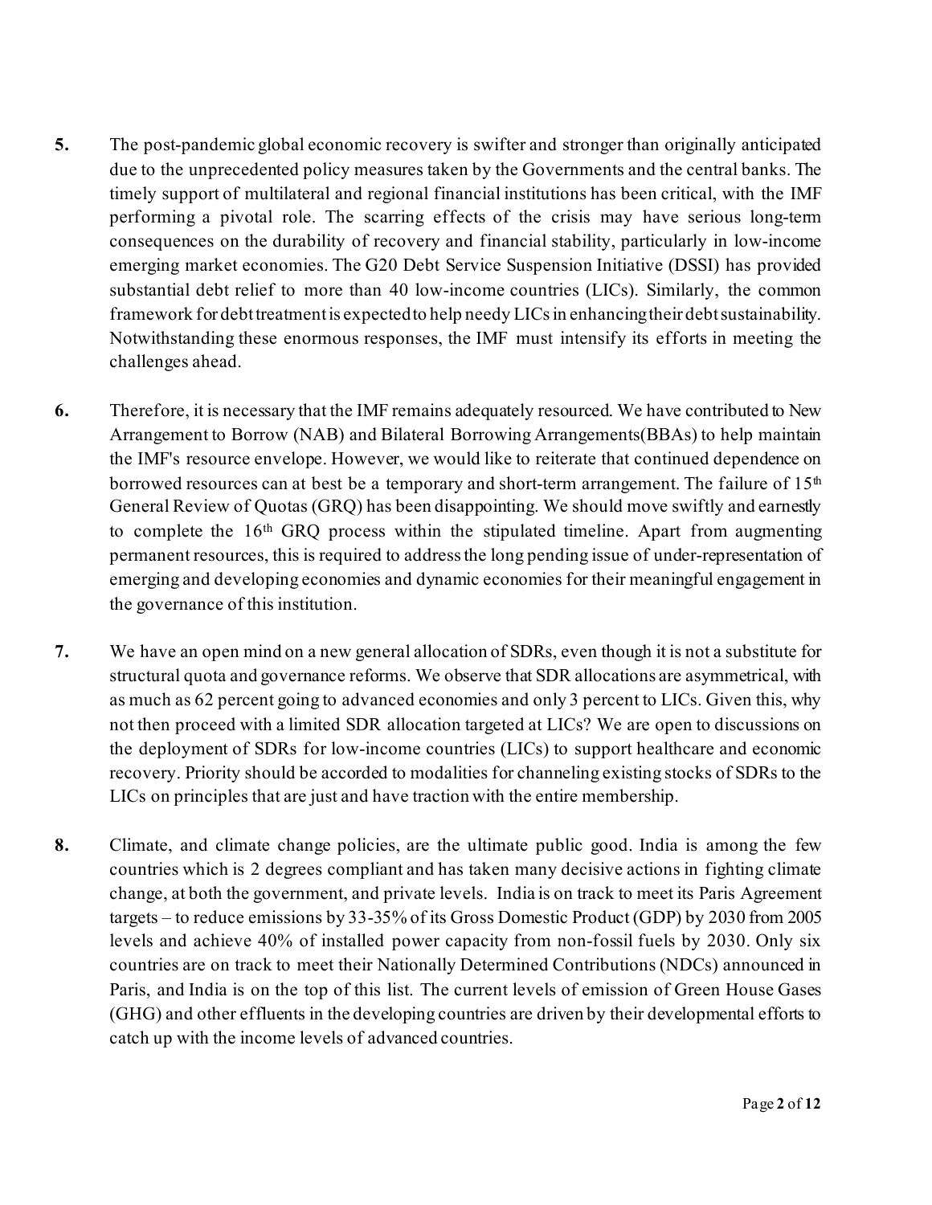**5.** The post-pandemic global economic recovery is swifter and stronger than originally anticipated due to the unprecedented policy measures taken by the Governments and the central banks. The timely support of multilateral and regional financial institutions has been critical, with the IMF performing a pivotal role. The scarring effects of the crisis may have serious long-term consequences on the durability of recovery and financial stability, particularly in low-income emerging market economies. The G20 Debt Service Suspension Initiative (DSSI) has provided substantial debt relief to more than 40 low-income countries (LICs). Similarly, the common framework for debt treatment is expected to help needy LICs in enhancing their debt sustainability. Notwithstanding these enormous responses, the IMF must intensify its efforts in meeting the challenges ahead.

**6.** Therefore, it is necessary that the IMF remains adequately resourced. We have contributed to New Arrangement to Borrow (NAB) and Bilateral Borrowing Arrangements(BBAs) to help maintain the IMF's resource envelope. However, we would like to reiterate that continued dependence on borrowed resources can at best be a temporary and short-term arrangement. The failure of 15th General Review of Quotas (GRQ) has been disappointing. We should move swiftly and earnestly to complete the 16th GRQ process within the stipulated timeline. Apart from augmenting permanent resources, this is required to address the long pending issue of under-representation of emerging and developing economies and dynamic economies for their meaningful engagement in the governance of this institution.

**7.** We have an open mind on a new general allocation of SDRs, even though it is not a substitute for structural quota and governance reforms. We observe that SDR allocations are asymmetrical, with as much as 62 percent going to advanced economies and only 3 percent to LICs. Given this, why not then proceed with a limited SDR allocation targeted at LICs? We are open to discussions on the deployment of SDRs for low-income countries (LICs) to support healthcare and economic recovery. Priority should be accorded to modalities for channeling existing stocks of SDRs to the LICs on principles that are just and have traction with the entire membership.

**8.** Climate, and climate change policies, are the ultimate public good. India is among the few countries which is 2 degrees compliant and has taken many decisive actions in fighting climate change, at both the government, and private levels. India is on track to meet its Paris Agreement targets – to reduce emissions by 33-35% of its Gross Domestic Product (GDP) by 2030 from 2005 levels and achieve 40% of installed power capacity from non-fossil fuels by 2030. Only six countries are on track to meet their Nationally Determined Contributions (NDCs) announced in Paris, and India is on the top of this list. The current levels of emission of Green House Gases (GHG) and other effluents in the developing countries are driven by their developmental efforts to catch up with the income levels of advanced countries.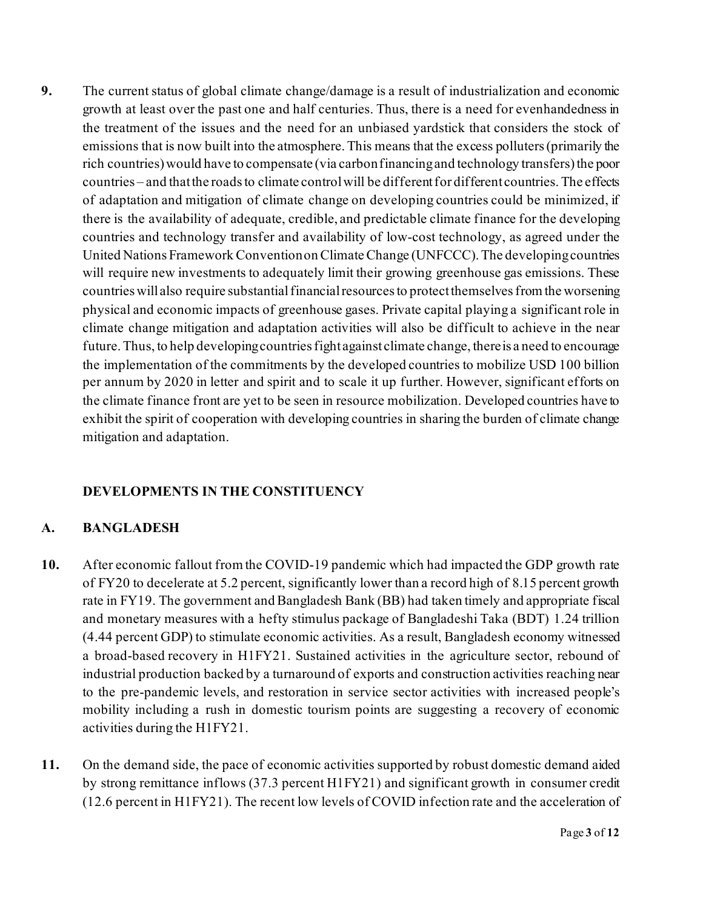**9.** The current status of global climate change/damage is a result of industrialization and economic growth at least over the past one and half centuries. Thus, there is a need for evenhandedness in the treatment of the issues and the need for an unbiased yardstick that considers the stock of emissions that is now built into the atmosphere. This means that the excess polluters (primarily the rich countries) would have to compensate (via carbon financing and technology transfers) the poor countries – and that the roads to climate control will be different for different countries. The effects of adaptation and mitigation of climate change on developing countries could be minimized, if there is the availability of adequate, credible, and predictable climate finance for the developing countries and technology transfer and availability of low-cost technology, as agreed under the United Nations Framework Convention on Climate Change (UNFCCC). The developing countries will require new investments to adequately limit their growing greenhouse gas emissions. These countries will also require substantial financial resources to protect themselves from the worsening physical and economic impacts of greenhouse gases. Private capital playing a significant role in climate change mitigation and adaptation activities will also be difficult to achieve in the near future. Thus, to help developing countries fight against climate change, there is a need to encourage the implementation of the commitments by the developed countries to mobilize USD 100 billion per annum by 2020 in letter and spirit and to scale it up further. However, significant efforts on the climate finance front are yet to be seen in resource mobilization. Developed countries have to exhibit the spirit of cooperation with developing countries in sharing the burden of climate change mitigation and adaptation.

## DEVELOPMENTS IN THE CONSTITUENCY

### A. BANGLADESH

**10.** After economic fallout from the COVID-19 pandemic which had impacted the GDP growth rate of FY20 to decelerate at 5.2 percent, significantly lower than a record high of 8.15 percent growth rate in FY19. The government and Bangladesh Bank (BB) had taken timely and appropriate fiscal and monetary measures with a hefty stimulus package of Bangladeshi Taka (BDT) 1.24 trillion (4.44 percent GDP) to stimulate economic activities. As a result, Bangladesh economy witnessed a broad-based recovery in H1FY21. Sustained activities in the agriculture sector, rebound of industrial production backed by a turnaround of exports and construction activities reaching near to the pre-pandemic levels, and restoration in service sector activities with increased people's mobility including a rush in domestic tourism points are suggesting a recovery of economic activities during the H1FY21.

**11.** On the demand side, the pace of economic activities supported by robust domestic demand aided by strong remittance inflows (37.3 percent H1FY21) and significant growth in consumer credit (12.6 percent in H1FY21). The recent low levels of COVID infection rate and the acceleration of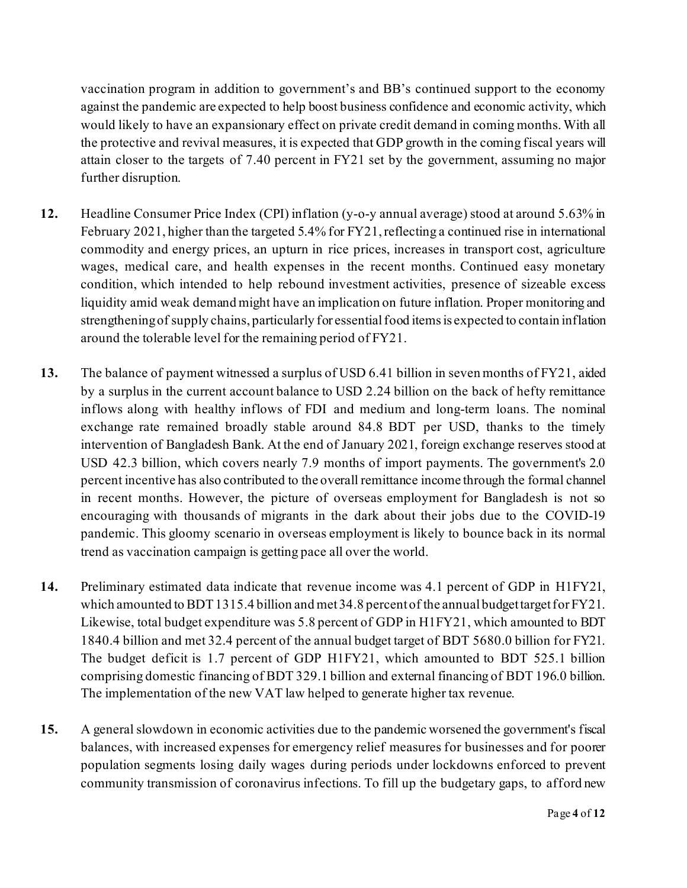vaccination program in addition to government's and BB's continued support to the economy against the pandemic are expected to help boost business confidence and economic activity, which would likely to have an expansionary effect on private credit demand in coming months. With all the protective and revival measures, it is expected that GDP growth in the coming fiscal years will attain closer to the targets of 7.40 percent in FY21 set by the government, assuming no major further disruption.

**12.** Headline Consumer Price Index (CPI) inflation (y-o-y annual average) stood at around 5.63% in February 2021, higher than the targeted 5.4% for FY21, reflecting a continued rise in international commodity and energy prices, an upturn in rice prices, increases in transport cost, agriculture wages, medical care, and health expenses in the recent months. Continued easy monetary condition, which intended to help rebound investment activities, presence of sizeable excess liquidity amid weak demand might have an implication on future inflation. Proper monitoring and strengthening of supply chains, particularly for essential food items is expected to contain inflation around the tolerable level for the remaining period of FY21.

**13.** The balance of payment witnessed a surplus of USD 6.41 billion in seven months of FY21, aided by a surplus in the current account balance to USD 2.24 billion on the back of hefty remittance inflows along with healthy inflows of FDI and medium and long-term loans. The nominal exchange rate remained broadly stable around 84.8 BDT per USD, thanks to the timely intervention of Bangladesh Bank. At the end of January 2021, foreign exchange reserves stood at USD 42.3 billion, which covers nearly 7.9 months of import payments. The government's 2.0 percent incentive has also contributed to the overall remittance income through the formal channel in recent months. However, the picture of overseas employment for Bangladesh is not so encouraging with thousands of migrants in the dark about their jobs due to the COVID-19 pandemic. This gloomy scenario in overseas employment is likely to bounce back in its normal trend as vaccination campaign is getting pace all over the world.

**14.** Preliminary estimated data indicate that revenue income was 4.1 percent of GDP in H1FY21, which amounted to BDT 1315.4 billion and met 34.8 percent of the annual budget target for FY21. Likewise, total budget expenditure was 5.8 percent of GDP in H1FY21, which amounted to BDT 1840.4 billion and met 32.4 percent of the annual budget target of BDT 5680.0 billion for FY21. The budget deficit is 1.7 percent of GDP H1FY21, which amounted to BDT 525.1 billion comprising domestic financing of BDT 329.1 billion and external financing of BDT 196.0 billion. The implementation of the new VAT law helped to generate higher tax revenue.

**15.** A general slowdown in economic activities due to the pandemic worsened the government's fiscal balances, with increased expenses for emergency relief measures for businesses and for poorer population segments losing daily wages during periods under lockdowns enforced to prevent community transmission of coronavirus infections. To fill up the budgetary gaps, to afford new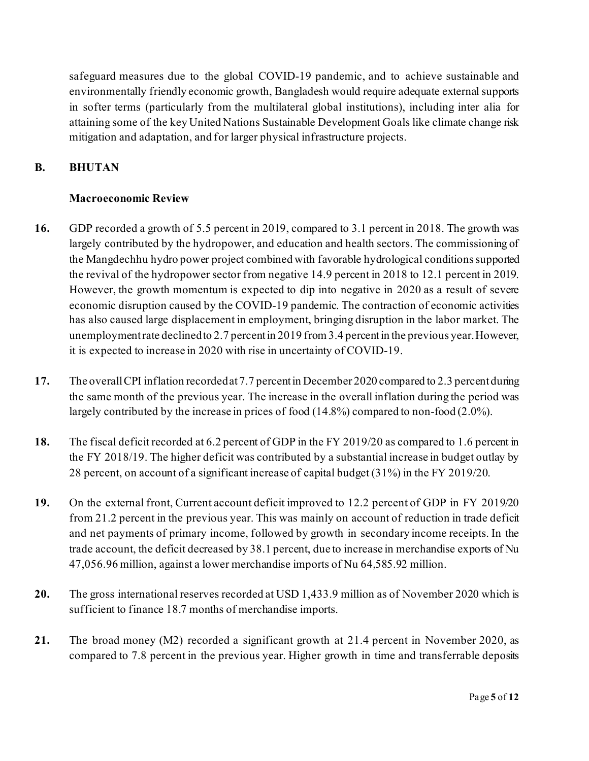safeguard measures due to the global COVID-19 pandemic, and to achieve sustainable and environmentally friendly economic growth, Bangladesh would require adequate external supports in softer terms (particularly from the multilateral global institutions), including inter alia for attaining some of the key United Nations Sustainable Development Goals like climate change risk mitigation and adaptation, and for larger physical infrastructure projects.

## B. BHUTAN

### Macroeconomic Review

**16.** GDP recorded a growth of 5.5 percent in 2019, compared to 3.1 percent in 2018. The growth was largely contributed by the hydropower, and education and health sectors. The commissioning of the Mangdechhu hydro power project combined with favorable hydrological conditions supported the revival of the hydropower sector from negative 14.9 percent in 2018 to 12.1 percent in 2019. However, the growth momentum is expected to dip into negative in 2020 as a result of severe economic disruption caused by the COVID-19 pandemic. The contraction of economic activities has also caused large displacement in employment, bringing disruption in the labor market. The unemployment rate declined to 2.7 percent in 2019 from 3.4 percent in the previous year. However, it is expected to increase in 2020 with rise in uncertainty of COVID-19.

**17.** The overall CPI inflation recorded at 7.7 percent in December 2020 compared to 2.3 percent during the same month of the previous year. The increase in the overall inflation during the period was largely contributed by the increase in prices of food (14.8%) compared to non-food (2.0%).

**18.** The fiscal deficit recorded at 6.2 percent of GDP in the FY 2019/20 as compared to 1.6 percent in the FY 2018/19. The higher deficit was contributed by a substantial increase in budget outlay by 28 percent, on account of a significant increase of capital budget (31%) in the FY 2019/20.

**19.** On the external front, Current account deficit improved to 12.2 percent of GDP in FY 2019/20 from 21.2 percent in the previous year. This was mainly on account of reduction in trade deficit and net payments of primary income, followed by growth in secondary income receipts. In the trade account, the deficit decreased by 38.1 percent, due to increase in merchandise exports of Nu 47,056.96 million, against a lower merchandise imports of Nu 64,585.92 million.

**20.** The gross international reserves recorded at USD 1,433.9 million as of November 2020 which is sufficient to finance 18.7 months of merchandise imports.

**21.** The broad money (M2) recorded a significant growth at 21.4 percent in November 2020, as compared to 7.8 percent in the previous year. Higher growth in time and transferrable deposits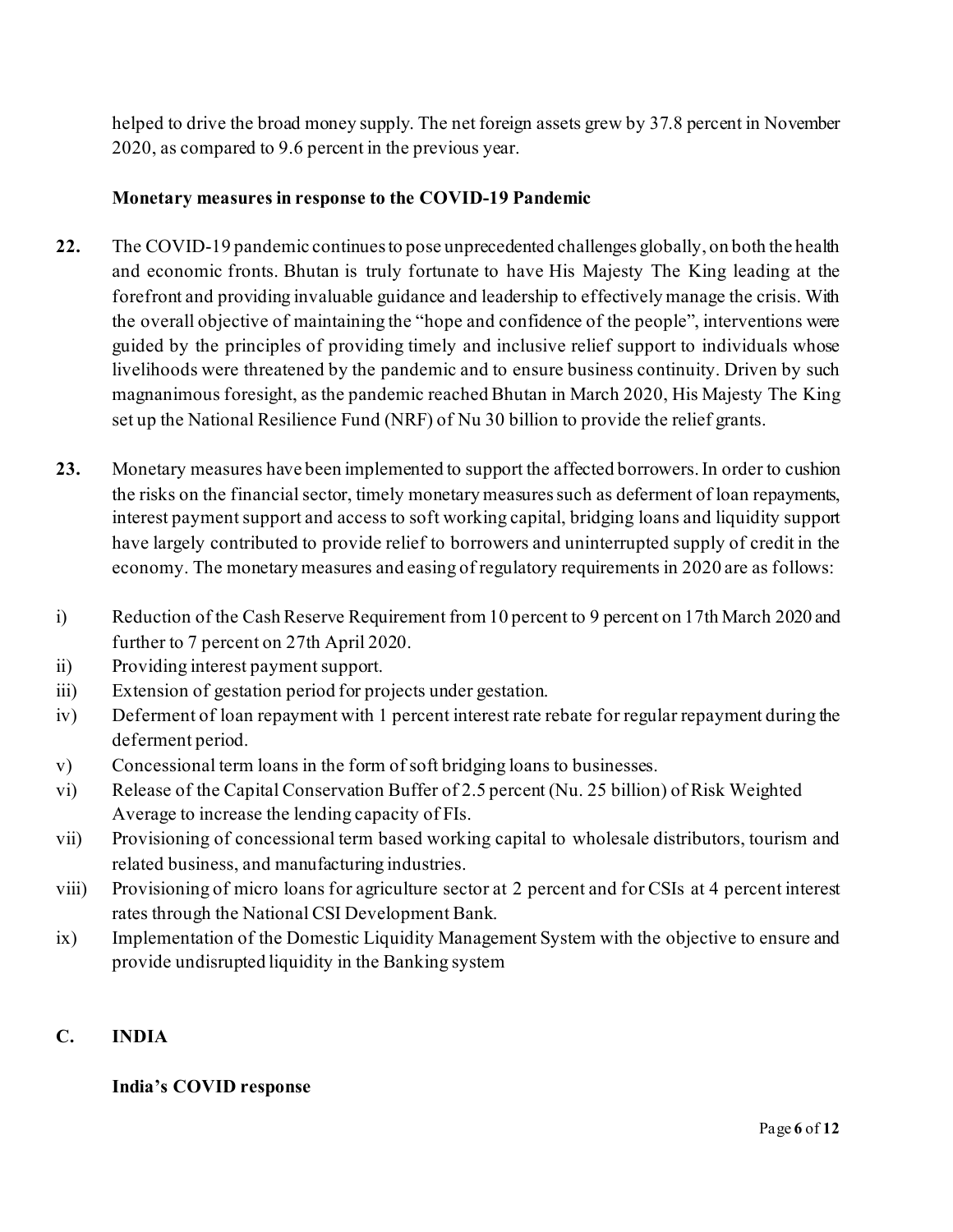helped to drive the broad money supply. The net foreign assets grew by 37.8 percent in November 2020, as compared to 9.6 percent in the previous year.

**Monetary measures in response to the COVID-19 Pandemic**

**22.** The COVID-19 pandemic continues to pose unprecedented challenges globally, on both the health and economic fronts. Bhutan is truly fortunate to have His Majesty The King leading at the forefront and providing invaluable guidance and leadership to effectively manage the crisis. With the overall objective of maintaining the "hope and confidence of the people", interventions were guided by the principles of providing timely and inclusive relief support to individuals whose livelihoods were threatened by the pandemic and to ensure business continuity. Driven by such magnanimous foresight, as the pandemic reached Bhutan in March 2020, His Majesty The King set up the National Resilience Fund (NRF) of Nu 30 billion to provide the relief grants.

**23.** Monetary measures have been implemented to support the affected borrowers. In order to cushion the risks on the financial sector, timely monetary measures such as deferment of loan repayments, interest payment support and access to soft working capital, bridging loans and liquidity support have largely contributed to provide relief to borrowers and uninterrupted supply of credit in the economy. The monetary measures and easing of regulatory requirements in 2020 are as follows:

i) Reduction of the Cash Reserve Requirement from 10 percent to 9 percent on 17th March 2020 and further to 7 percent on 27th April 2020.
ii) Providing interest payment support.
iii) Extension of gestation period for projects under gestation.
iv) Deferment of loan repayment with 1 percent interest rate rebate for regular repayment during the deferment period.
v) Concessional term loans in the form of soft bridging loans to businesses.
vi) Release of the Capital Conservation Buffer of 2.5 percent (Nu. 25 billion) of Risk Weighted Average to increase the lending capacity of FIs.
vii) Provisioning of concessional term based working capital to wholesale distributors, tourism and related business, and manufacturing industries.
viii) Provisioning of micro loans for agriculture sector at 2 percent and for CSIs at 4 percent interest rates through the National CSI Development Bank.
ix) Implementation of the Domestic Liquidity Management System with the objective to ensure and provide undisrupted liquidity in the Banking system

## C. INDIA

**India's COVID response**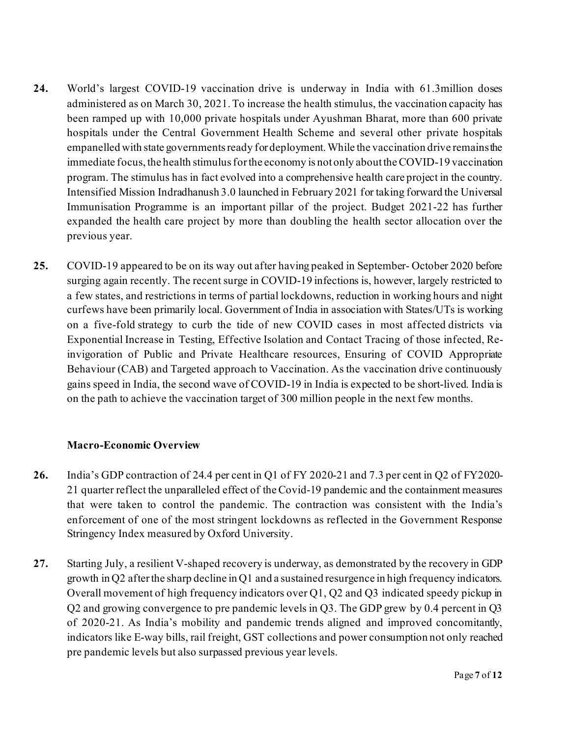**24.** World's largest COVID-19 vaccination drive is underway in India with 61.3million doses administered as on March 30, 2021. To increase the health stimulus, the vaccination capacity has been ramped up with 10,000 private hospitals under Ayushman Bharat, more than 600 private hospitals under the Central Government Health Scheme and several other private hospitals empanelled with state governments ready for deployment. While the vaccination drive remains the immediate focus, the health stimulus for the economy is not only about the COVID-19 vaccination program. The stimulus has in fact evolved into a comprehensive health care project in the country. Intensified Mission Indradhanush 3.0 launched in February 2021 for taking forward the Universal Immunisation Programme is an important pillar of the project. Budget 2021-22 has further expanded the health care project by more than doubling the health sector allocation over the previous year.

**25.** COVID-19 appeared to be on its way out after having peaked in September- October 2020 before surging again recently. The recent surge in COVID-19 infections is, however, largely restricted to a few states, and restrictions in terms of partial lockdowns, reduction in working hours and night curfews have been primarily local. Government of India in association with States/UTs is working on a five-fold strategy to curb the tide of new COVID cases in most affected districts via Exponential Increase in Testing, Effective Isolation and Contact Tracing of those infected, Re-invigoration of Public and Private Healthcare resources, Ensuring of COVID Appropriate Behaviour (CAB) and Targeted approach to Vaccination. As the vaccination drive continuously gains speed in India, the second wave of COVID-19 in India is expected to be short-lived. India is on the path to achieve the vaccination target of 300 million people in the next few months.

### Macro-Economic Overview

**26.** India's GDP contraction of 24.4 per cent in Q1 of FY 2020-21 and 7.3 per cent in Q2 of FY2020-21 quarter reflect the unparalleled effect of the Covid-19 pandemic and the containment measures that were taken to control the pandemic. The contraction was consistent with the India's enforcement of one of the most stringent lockdowns as reflected in the Government Response Stringency Index measured by Oxford University.

**27.** Starting July, a resilient V-shaped recovery is underway, as demonstrated by the recovery in GDP growth in Q2 after the sharp decline in Q1 and a sustained resurgence in high frequency indicators. Overall movement of high frequency indicators over Q1, Q2 and Q3 indicated speedy pickup in Q2 and growing convergence to pre pandemic levels in Q3. The GDP grew by 0.4 percent in Q3 of 2020-21. As India's mobility and pandemic trends aligned and improved concomitantly, indicators like E-way bills, rail freight, GST collections and power consumption not only reached pre pandemic levels but also surpassed previous year levels.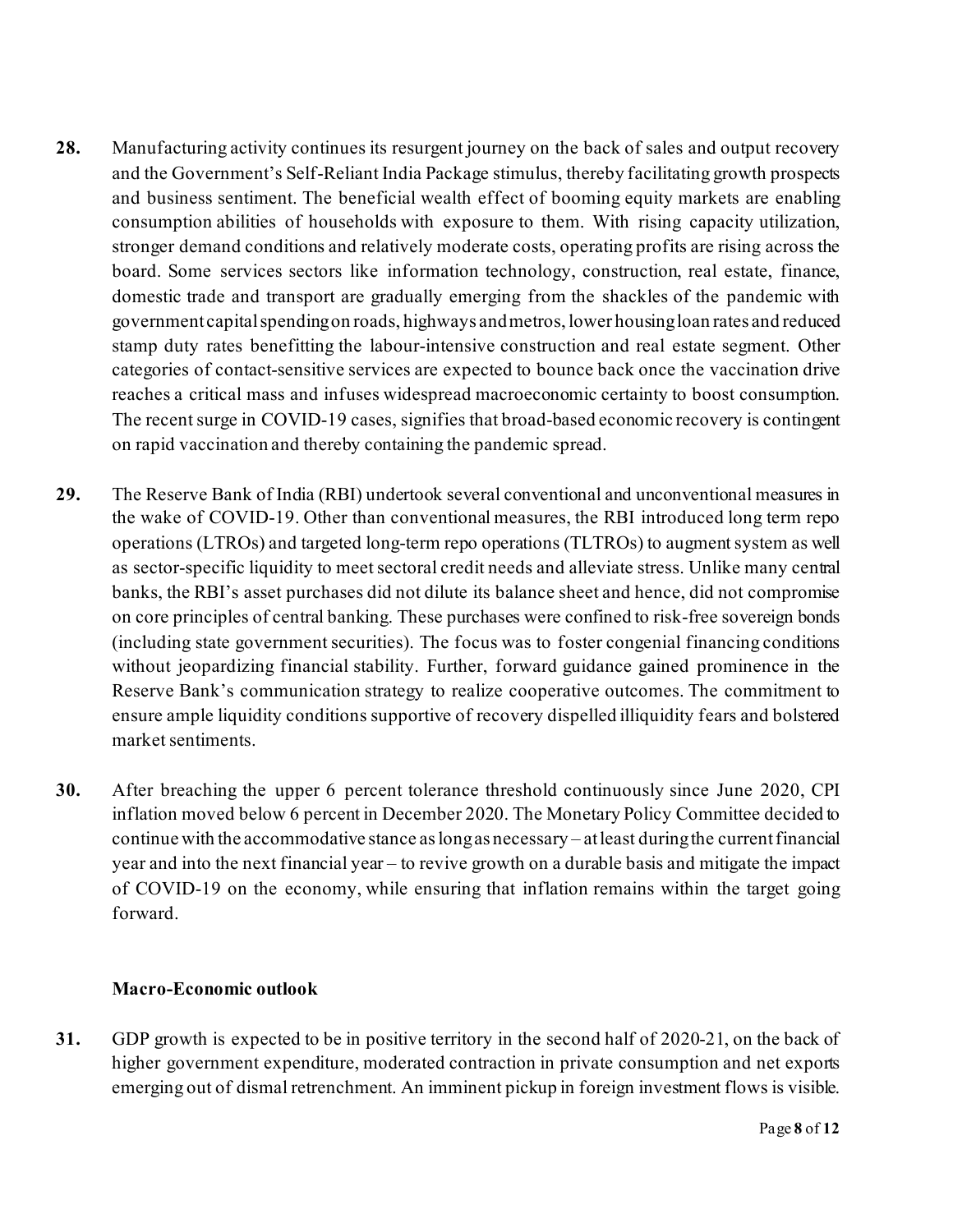**28.** Manufacturing activity continues its resurgent journey on the back of sales and output recovery and the Government's Self-Reliant India Package stimulus, thereby facilitating growth prospects and business sentiment. The beneficial wealth effect of booming equity markets are enabling consumption abilities of households with exposure to them. With rising capacity utilization, stronger demand conditions and relatively moderate costs, operating profits are rising across the board. Some services sectors like information technology, construction, real estate, finance, domestic trade and transport are gradually emerging from the shackles of the pandemic with government capital spending on roads, highways and metros, lower housing loan rates and reduced stamp duty rates benefitting the labour-intensive construction and real estate segment. Other categories of contact-sensitive services are expected to bounce back once the vaccination drive reaches a critical mass and infuses widespread macroeconomic certainty to boost consumption. The recent surge in COVID-19 cases, signifies that broad-based economic recovery is contingent on rapid vaccination and thereby containing the pandemic spread.

**29.** The Reserve Bank of India (RBI) undertook several conventional and unconventional measures in the wake of COVID-19. Other than conventional measures, the RBI introduced long term repo operations (LTROs) and targeted long-term repo operations (TLTROs) to augment system as well as sector-specific liquidity to meet sectoral credit needs and alleviate stress. Unlike many central banks, the RBI's asset purchases did not dilute its balance sheet and hence, did not compromise on core principles of central banking. These purchases were confined to risk-free sovereign bonds (including state government securities). The focus was to foster congenial financing conditions without jeopardizing financial stability. Further, forward guidance gained prominence in the Reserve Bank's communication strategy to realize cooperative outcomes. The commitment to ensure ample liquidity conditions supportive of recovery dispelled illiquidity fears and bolstered market sentiments.

**30.** After breaching the upper 6 percent tolerance threshold continuously since June 2020, CPI inflation moved below 6 percent in December 2020. The Monetary Policy Committee decided to continue with the accommodative stance as long as necessary – at least during the current financial year and into the next financial year – to revive growth on a durable basis and mitigate the impact of COVID-19 on the economy, while ensuring that inflation remains within the target going forward.

**Macro-Economic outlook**

**31.** GDP growth is expected to be in positive territory in the second half of 2020-21, on the back of higher government expenditure, moderated contraction in private consumption and net exports emerging out of dismal retrenchment. An imminent pickup in foreign investment flows is visible.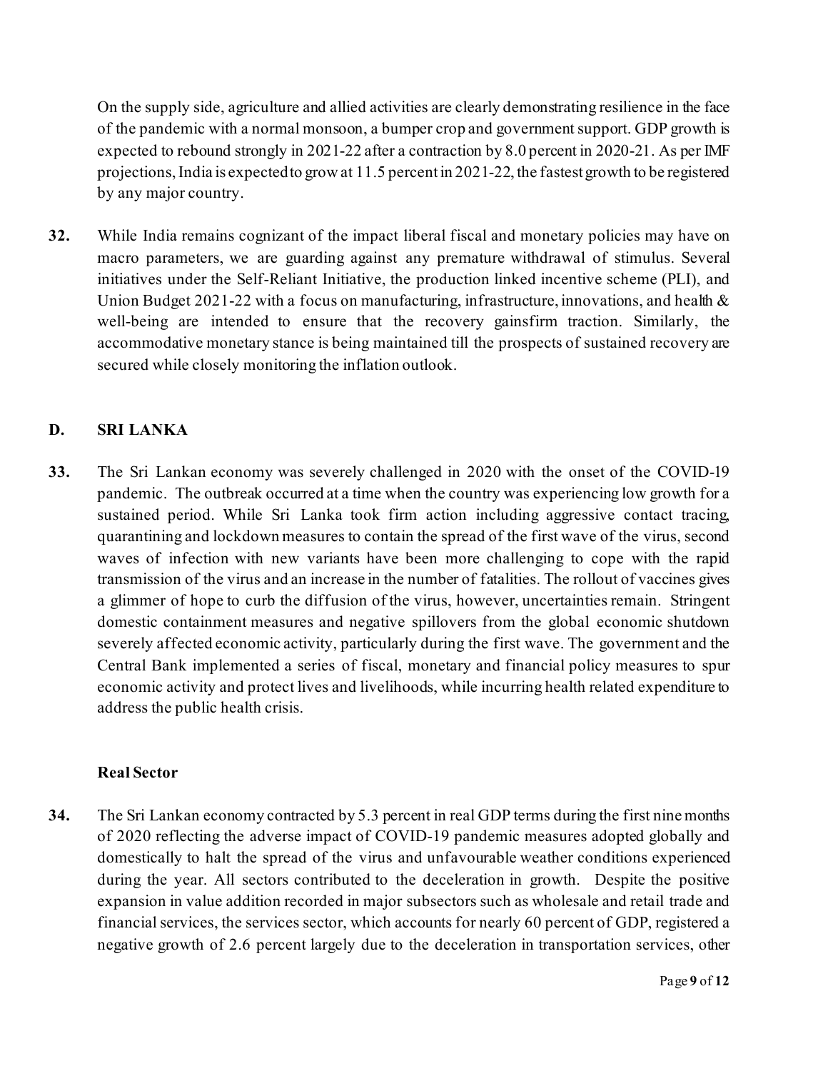On the supply side, agriculture and allied activities are clearly demonstrating resilience in the face of the pandemic with a normal monsoon, a bumper crop and government support. GDP growth is expected to rebound strongly in 2021-22 after a contraction by 8.0 percent in 2020-21. As per IMF projections, India is expected to grow at 11.5 percent in 2021-22, the fastest growth to be registered by any major country.

**32.** While India remains cognizant of the impact liberal fiscal and monetary policies may have on macro parameters, we are guarding against any premature withdrawal of stimulus. Several initiatives under the Self-Reliant Initiative, the production linked incentive scheme (PLI), and Union Budget 2021-22 with a focus on manufacturing, infrastructure, innovations, and health & well-being are intended to ensure that the recovery gainsfirm traction. Similarly, the accommodative monetary stance is being maintained till the prospects of sustained recovery are secured while closely monitoring the inflation outlook.

## D. SRI LANKA

**33.** The Sri Lankan economy was severely challenged in 2020 with the onset of the COVID-19 pandemic. The outbreak occurred at a time when the country was experiencing low growth for a sustained period. While Sri Lanka took firm action including aggressive contact tracing, quarantining and lockdown measures to contain the spread of the first wave of the virus, second waves of infection with new variants have been more challenging to cope with the rapid transmission of the virus and an increase in the number of fatalities. The rollout of vaccines gives a glimmer of hope to curb the diffusion of the virus, however, uncertainties remain. Stringent domestic containment measures and negative spillovers from the global economic shutdown severely affected economic activity, particularly during the first wave. The government and the Central Bank implemented a series of fiscal, monetary and financial policy measures to spur economic activity and protect lives and livelihoods, while incurring health related expenditure to address the public health crisis.

### Real Sector

**34.** The Sri Lankan economy contracted by 5.3 percent in real GDP terms during the first nine months of 2020 reflecting the adverse impact of COVID-19 pandemic measures adopted globally and domestically to halt the spread of the virus and unfavourable weather conditions experienced during the year. All sectors contributed to the deceleration in growth. Despite the positive expansion in value addition recorded in major subsectors such as wholesale and retail trade and financial services, the services sector, which accounts for nearly 60 percent of GDP, registered a negative growth of 2.6 percent largely due to the deceleration in transportation services, other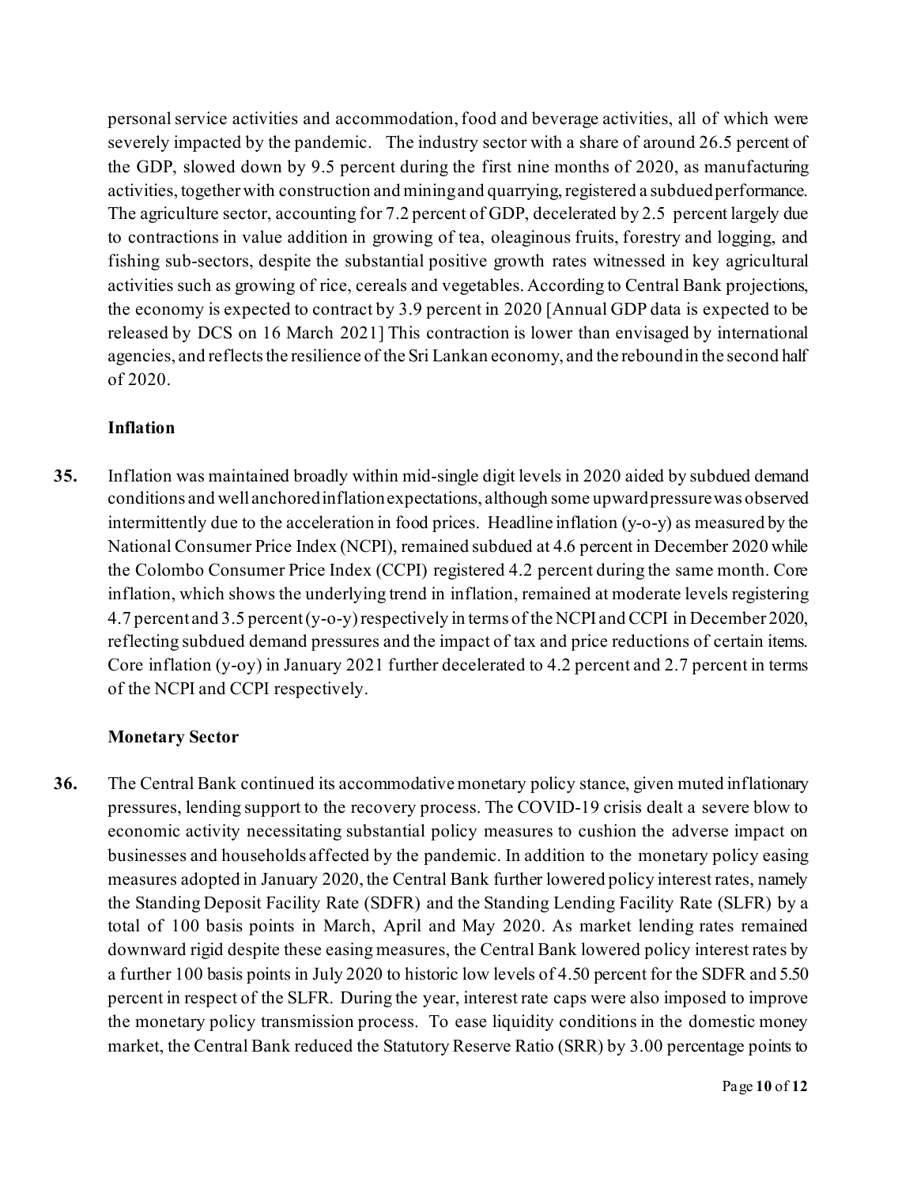personal service activities and accommodation, food and beverage activities, all of which were severely impacted by the pandemic. The industry sector with a share of around 26.5 percent of the GDP, slowed down by 9.5 percent during the first nine months of 2020, as manufacturing activities, together with construction and mining and quarrying, registered a subdued performance. The agriculture sector, accounting for 7.2 percent of GDP, decelerated by 2.5 percent largely due to contractions in value addition in growing of tea, oleaginous fruits, forestry and logging, and fishing sub-sectors, despite the substantial positive growth rates witnessed in key agricultural activities such as growing of rice, cereals and vegetables. According to Central Bank projections, the economy is expected to contract by 3.9 percent in 2020 [Annual GDP data is expected to be released by DCS on 16 March 2021] This contraction is lower than envisaged by international agencies, and reflects the resilience of the Sri Lankan economy, and the rebound in the second half of 2020.

### Inflation

**35.** Inflation was maintained broadly within mid-single digit levels in 2020 aided by subdued demand conditions and well anchored inflation expectations, although some upward pressure was observed intermittently due to the acceleration in food prices. Headline inflation (y-o-y) as measured by the National Consumer Price Index (NCPI), remained subdued at 4.6 percent in December 2020 while the Colombo Consumer Price Index (CCPI) registered 4.2 percent during the same month. Core inflation, which shows the underlying trend in inflation, remained at moderate levels registering 4.7 percent and 3.5 percent (y-o-y) respectively in terms of the NCPI and CCPI in December 2020, reflecting subdued demand pressures and the impact of tax and price reductions of certain items. Core inflation (y-oy) in January 2021 further decelerated to 4.2 percent and 2.7 percent in terms of the NCPI and CCPI respectively.

### Monetary Sector

**36.** The Central Bank continued its accommodative monetary policy stance, given muted inflationary pressures, lending support to the recovery process. The COVID-19 crisis dealt a severe blow to economic activity necessitating substantial policy measures to cushion the adverse impact on businesses and households affected by the pandemic. In addition to the monetary policy easing measures adopted in January 2020, the Central Bank further lowered policy interest rates, namely the Standing Deposit Facility Rate (SDFR) and the Standing Lending Facility Rate (SLFR) by a total of 100 basis points in March, April and May 2020. As market lending rates remained downward rigid despite these easing measures, the Central Bank lowered policy interest rates by a further 100 basis points in July 2020 to historic low levels of 4.50 percent for the SDFR and 5.50 percent in respect of the SLFR. During the year, interest rate caps were also imposed to improve the monetary policy transmission process. To ease liquidity conditions in the domestic money market, the Central Bank reduced the Statutory Reserve Ratio (SRR) by 3.00 percentage points to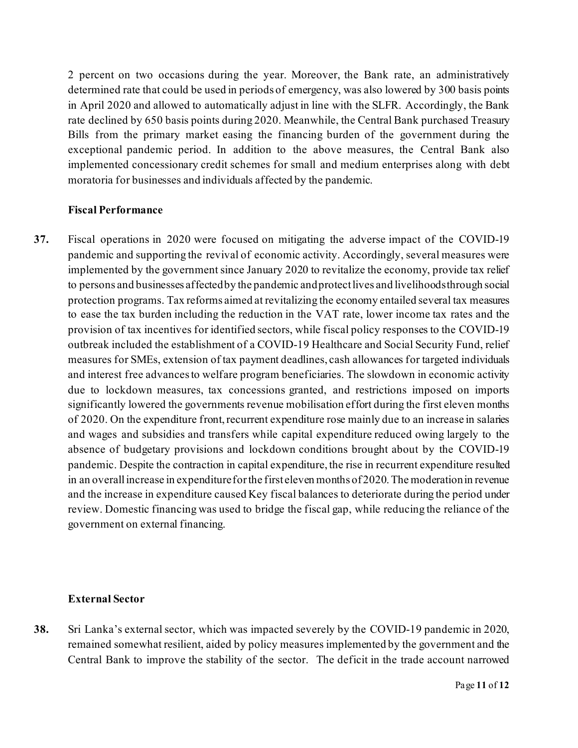2 percent on two occasions during the year. Moreover, the Bank rate, an administratively determined rate that could be used in periods of emergency, was also lowered by 300 basis points in April 2020 and allowed to automatically adjust in line with the SLFR. Accordingly, the Bank rate declined by 650 basis points during 2020. Meanwhile, the Central Bank purchased Treasury Bills from the primary market easing the financing burden of the government during the exceptional pandemic period. In addition to the above measures, the Central Bank also implemented concessionary credit schemes for small and medium enterprises along with debt moratoria for businesses and individuals affected by the pandemic.

**Fiscal Performance**

**37.** Fiscal operations in 2020 were focused on mitigating the adverse impact of the COVID-19 pandemic and supporting the revival of economic activity. Accordingly, several measures were implemented by the government since January 2020 to revitalize the economy, provide tax relief to persons and businesses affected by the pandemic and protect lives and livelihoods through social protection programs. Tax reforms aimed at revitalizing the economy entailed several tax measures to ease the tax burden including the reduction in the VAT rate, lower income tax rates and the provision of tax incentives for identified sectors, while fiscal policy responses to the COVID-19 outbreak included the establishment of a COVID-19 Healthcare and Social Security Fund, relief measures for SMEs, extension of tax payment deadlines, cash allowances for targeted individuals and interest free advances to welfare program beneficiaries. The slowdown in economic activity due to lockdown measures, tax concessions granted, and restrictions imposed on imports significantly lowered the governments revenue mobilisation effort during the first eleven months of 2020. On the expenditure front, recurrent expenditure rose mainly due to an increase in salaries and wages and subsidies and transfers while capital expenditure reduced owing largely to the absence of budgetary provisions and lockdown conditions brought about by the COVID-19 pandemic. Despite the contraction in capital expenditure, the rise in recurrent expenditure resulted in an overall increase in expenditure for the first eleven months of 2020. The moderation in revenue and the increase in expenditure caused Key fiscal balances to deteriorate during the period under review. Domestic financing was used to bridge the fiscal gap, while reducing the reliance of the government on external financing.

**External Sector**

**38.** Sri Lanka's external sector, which was impacted severely by the COVID-19 pandemic in 2020, remained somewhat resilient, aided by policy measures implemented by the government and the Central Bank to improve the stability of the sector. The deficit in the trade account narrowed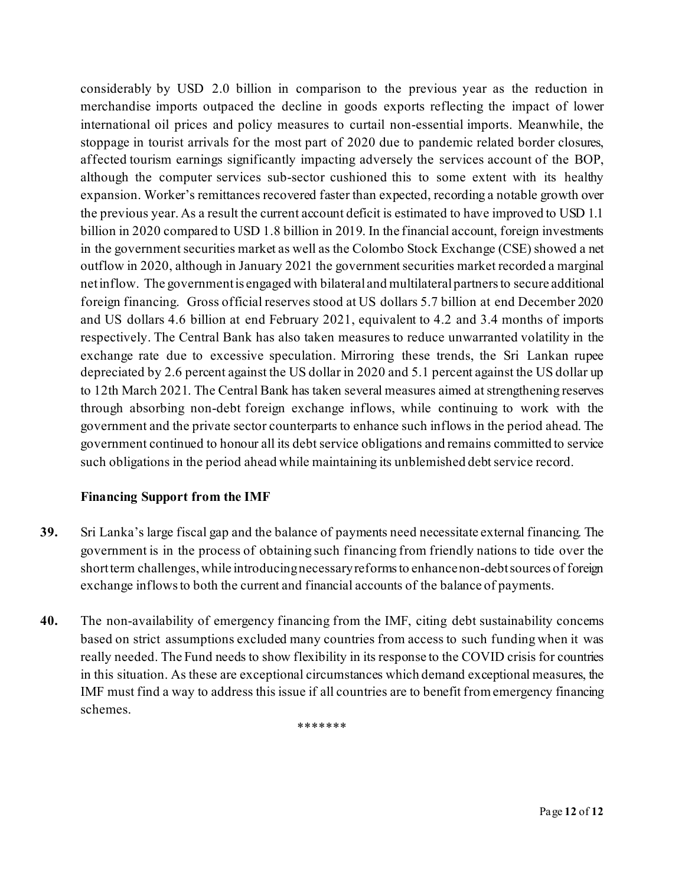considerably by USD 2.0 billion in comparison to the previous year as the reduction in merchandise imports outpaced the decline in goods exports reflecting the impact of lower international oil prices and policy measures to curtail non-essential imports. Meanwhile, the stoppage in tourist arrivals for the most part of 2020 due to pandemic related border closures, affected tourism earnings significantly impacting adversely the services account of the BOP, although the computer services sub-sector cushioned this to some extent with its healthy expansion. Worker's remittances recovered faster than expected, recording a notable growth over the previous year. As a result the current account deficit is estimated to have improved to USD 1.1 billion in 2020 compared to USD 1.8 billion in 2019. In the financial account, foreign investments in the government securities market as well as the Colombo Stock Exchange (CSE) showed a net outflow in 2020, although in January 2021 the government securities market recorded a marginal net inflow. The government is engaged with bilateral and multilateral partners to secure additional foreign financing. Gross official reserves stood at US dollars 5.7 billion at end December 2020 and US dollars 4.6 billion at end February 2021, equivalent to 4.2 and 3.4 months of imports respectively. The Central Bank has also taken measures to reduce unwarranted volatility in the exchange rate due to excessive speculation. Mirroring these trends, the Sri Lankan rupee depreciated by 2.6 percent against the US dollar in 2020 and 5.1 percent against the US dollar up to 12th March 2021. The Central Bank has taken several measures aimed at strengthening reserves through absorbing non-debt foreign exchange inflows, while continuing to work with the government and the private sector counterparts to enhance such inflows in the period ahead. The government continued to honour all its debt service obligations and remains committed to service such obligations in the period ahead while maintaining its unblemished debt service record.

**Financing Support from the IMF**

**39.** Sri Lanka's large fiscal gap and the balance of payments need necessitate external financing. The government is in the process of obtaining such financing from friendly nations to tide over the short term challenges, while introducing necessary reforms to enhance non-debt sources of foreign exchange inflows to both the current and financial accounts of the balance of payments.

**40.** The non-availability of emergency financing from the IMF, citing debt sustainability concerns based on strict assumptions excluded many countries from access to such funding when it was really needed. The Fund needs to show flexibility in its response to the COVID crisis for countries in this situation. As these are exceptional circumstances which demand exceptional measures, the IMF must find a way to address this issue if all countries are to benefit from emergency financing schemes.

*******